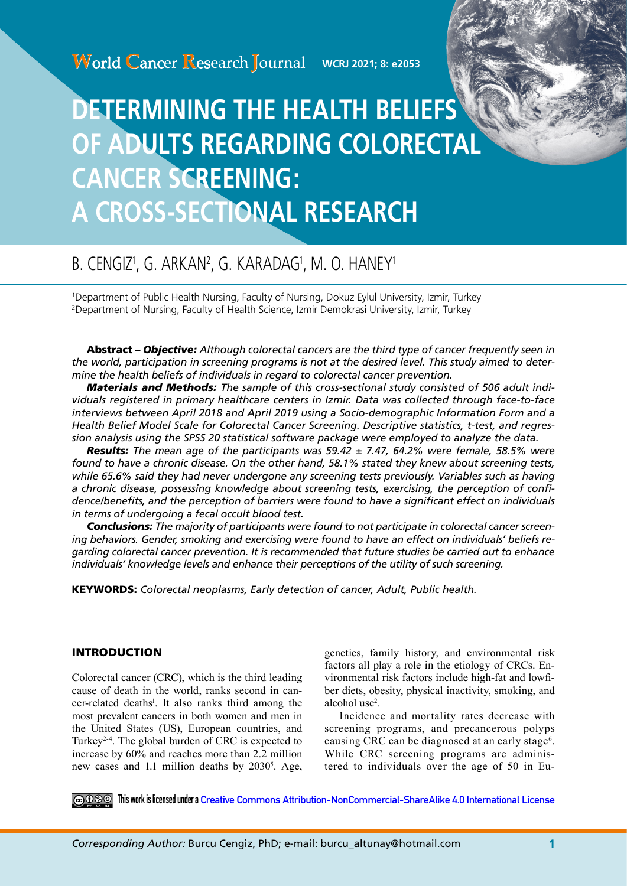# DETERMINING THE HEALTH BELIEFS OF ADULTS REGARDING COLORECTAL CANCER SCREENING: A CROSS-SECTIONAL RESEARCH

B. CENGIZ[1], G. ARKAN[2], G. KARADAG[1], M. O. HANEY[1]

[1]Department of Public Health Nursing, Faculty of Nursing, Dokuz Eylul University, Izmir, Turkey
[2]Department of Nursing, Faculty of Health Science, Izmir Demokrasi University, Izmir, Turkey

**Abstract –** ***Objective:*** *Although colorectal cancers are the third type of cancer frequently seen in the world, participation in screening programs is not at the desired level. This study aimed to determine the health beliefs of individuals in regard to colorectal cancer prevention.*

***Materials and Methods:*** *The sample of this cross-sectional study consisted of 506 adult individuals registered in primary healthcare centers in Izmir. Data was collected through face-to-face interviews between April 2018 and April 2019 using a Socio-demographic Information Form and a Health Belief Model Scale for Colorectal Cancer Screening. Descriptive statistics, t-test, and regression analysis using the SPSS 20 statistical software package were employed to analyze the data.*

***Results:*** *The mean age of the participants was 59.42 ± 7.47, 64.2% were female, 58.5% were found to have a chronic disease. On the other hand, 58.1% stated they knew about screening tests, while 65.6% said they had never undergone any screening tests previously. Variables such as having a chronic disease, possessing knowledge about screening tests, exercising, the perception of confidence/benefits, and the perception of barriers were found to have a significant effect on individuals in terms of undergoing a fecal occult blood test.*

***Conclusions:*** *The majority of participants were found to not participate in colorectal cancer screening behaviors. Gender, smoking and exercising were found to have an effect on individuals' beliefs regarding colorectal cancer prevention. It is recommended that future studies be carried out to enhance individuals' knowledge levels and enhance their perceptions of the utility of such screening.*

**KEYWORDS:** *Colorectal neoplasms, Early detection of cancer, Adult, Public health.*

## INTRODUCTION

Colorectal cancer (CRC), which is the third leading cause of death in the world, ranks second in cancer-related deaths[1]. It also ranks third among the most prevalent cancers in both women and men in the United States (US), European countries, and Turkey[2-4]. The global burden of CRC is expected to increase by 60% and reaches more than 2.2 million new cases and 1.1 million deaths by 2030[5]. Age, genetics, family history, and environmental risk factors all play a role in the etiology of CRCs. Environmental risk factors include high-fat and lowfiber diets, obesity, physical inactivity, smoking, and alcohol use[2].

Incidence and mortality rates decrease with screening programs, and precancerous polyps causing CRC can be diagnosed at an early stage[6]. While CRC screening programs are administered to individuals over the age of 50 in Eu-

This work is licensed under a Creative Commons Attribution-NonCommercial-ShareAlike 4.0 International License

*Corresponding Author:* Burcu Cengiz, PhD; e-mail: burcu_altunay@hotmail.com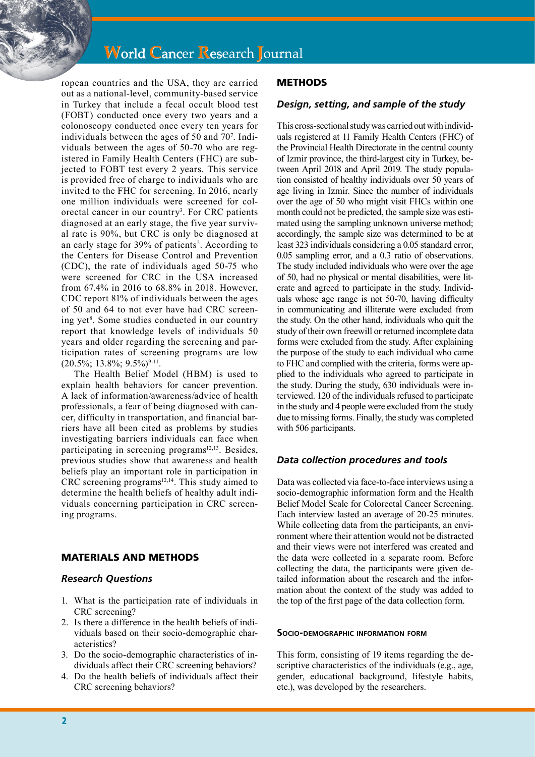ropean countries and the USA, they are carried out as a national-level, community-based service in Turkey that include a fecal occult blood test (FOBT) conducted once every two years and a colonoscopy conducted once every ten years for individuals between the ages of 50 and 70[7]. Individuals between the ages of 50-70 who are registered in Family Health Centers (FHC) are subjected to FOBT test every 2 years. This service is provided free of charge to individuals who are invited to the FHC for screening. In 2016, nearly one million individuals were screened for colorectal cancer in our country[3]. For CRC patients diagnosed at an early stage, the five year survival rate is 90%, but CRC is only be diagnosed at an early stage for 39% of patients[2]. According to the Centers for Disease Control and Prevention (CDC), the rate of individuals aged 50-75 who were screened for CRC in the USA increased from 67.4% in 2016 to 68.8% in 2018. However, CDC report 81% of individuals between the ages of 50 and 64 to not ever have had CRC screening yet[8]. Some studies conducted in our country report that knowledge levels of individuals 50 years and older regarding the screening and participation rates of screening programs are low (20.5%; 13.8%; 9.5%)[9-11].

The Health Belief Model (HBM) is used to explain health behaviors for cancer prevention. A lack of information/awareness/advice of health professionals, a fear of being diagnosed with cancer, difficulty in transportation, and financial barriers have all been cited as problems by studies investigating barriers individuals can face when participating in screening programs[12,13]. Besides, previous studies show that awareness and health beliefs play an important role in participation in CRC screening programs[12,14]. This study aimed to determine the health beliefs of healthy adult individuals concerning participation in CRC screening programs.

## MATERIALS AND METHODS

### Research Questions

1. What is the participation rate of individuals in CRC screening?
2. Is there a difference in the health beliefs of individuals based on their socio-demographic characteristics?
3. Do the socio-demographic characteristics of individuals affect their CRC screening behaviors?
4. Do the health beliefs of individuals affect their CRC screening behaviors?

## METHODS

### Design, setting, and sample of the study

This cross-sectional study was carried out with individuals registered at 11 Family Health Centers (FHC) of the Provincial Health Directorate in the central county of Izmir province, the third-largest city in Turkey, between April 2018 and April 2019. The study population consisted of healthy individuals over 50 years of age living in Izmir. Since the number of individuals over the age of 50 who might visit FHCs within one month could not be predicted, the sample size was estimated using the sampling unknown universe method; accordingly, the sample size was determined to be at least 323 individuals considering a 0.05 standard error, 0.05 sampling error, and a 0.3 ratio of observations. The study included individuals who were over the age of 50, had no physical or mental disabilities, were literate and agreed to participate in the study. Individuals whose age range is not 50-70, having difficulty in communicating and illiterate were excluded from the study. On the other hand, individuals who quit the study of their own freewill or returned incomplete data forms were excluded from the study. After explaining the purpose of the study to each individual who came to FHC and complied with the criteria, forms were applied to the individuals who agreed to participate in the study. During the study, 630 individuals were interviewed. 120 of the individuals refused to participate in the study and 4 people were excluded from the study due to missing forms. Finally, the study was completed with 506 participants.

### Data collection procedures and tools

Data was collected via face-to-face interviews using a socio-demographic information form and the Health Belief Model Scale for Colorectal Cancer Screening. Each interview lasted an average of 20-25 minutes. While collecting data from the participants, an environment where their attention would not be distracted and their views were not interfered was created and the data were collected in a separate room. Before collecting the data, the participants were given detailed information about the research and the information about the context of the study was added to the top of the first page of the data collection form.

#### Socio-demographic information form

This form, consisting of 19 items regarding the descriptive characteristics of the individuals (e.g., age, gender, educational background, lifestyle habits, etc.), was developed by the researchers.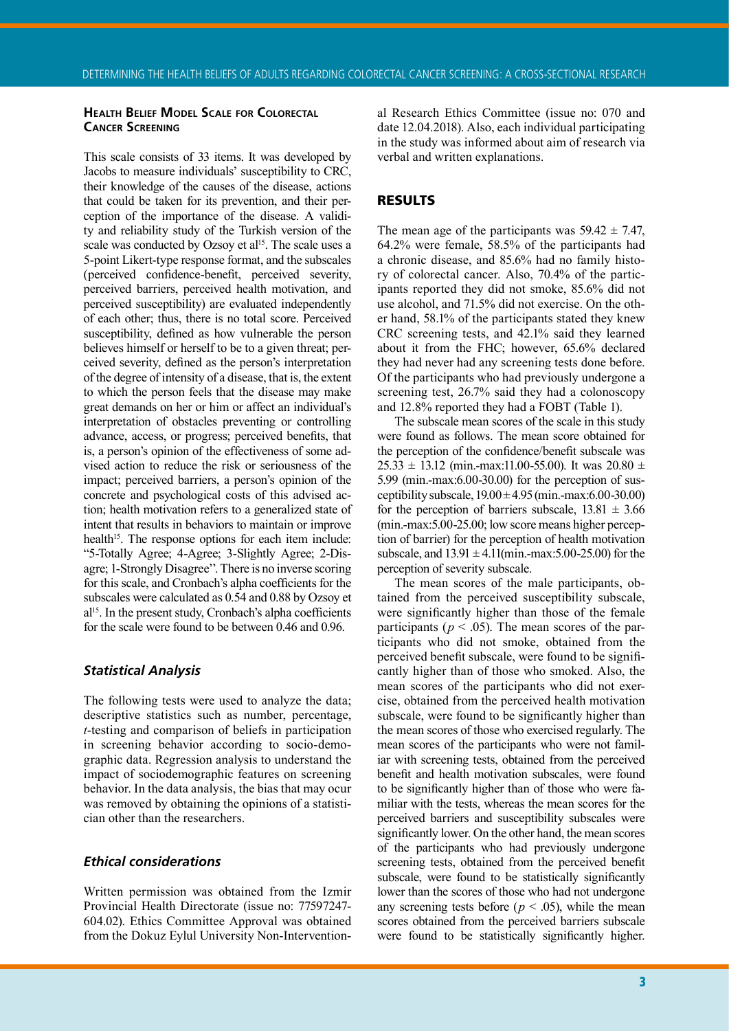### Health Belief Model Scale for Colorectal Cancer Screening

This scale consists of 33 items. It was developed by Jacobs to measure individuals' susceptibility to CRC, their knowledge of the causes of the disease, actions that could be taken for its prevention, and their perception of the importance of the disease. A validity and reliability study of the Turkish version of the scale was conducted by Ozsoy et al[15]. The scale uses a 5-point Likert-type response format, and the subscales (perceived confidence-benefit, perceived severity, perceived barriers, perceived health motivation, and perceived susceptibility) are evaluated independently of each other; thus, there is no total score. Perceived susceptibility, defined as how vulnerable the person believes himself or herself to be to a given threat; perceived severity, defined as the person's interpretation of the degree of intensity of a disease, that is, the extent to which the person feels that the disease may make great demands on her or him or affect an individual's interpretation of obstacles preventing or controlling advance, access, or progress; perceived benefits, that is, a person's opinion of the effectiveness of some advised action to reduce the risk or seriousness of the impact; perceived barriers, a person's opinion of the concrete and psychological costs of this advised action; health motivation refers to a generalized state of intent that results in behaviors to maintain or improve health[15]. The response options for each item include: "5-Totally Agree; 4-Agree; 3-Slightly Agree; 2-Disagree; 1-Strongly Disagree". There is no inverse scoring for this scale, and Cronbach's alpha coefficients for the subscales were calculated as 0.54 and 0.88 by Ozsoy et al[15]. In the present study, Cronbach's alpha coefficients for the scale were found to be between 0.46 and 0.96.

### *Statistical Analysis*

The following tests were used to analyze the data; descriptive statistics such as number, percentage, *t*-testing and comparison of beliefs in participation in screening behavior according to socio-demographic data. Regression analysis to understand the impact of sociodemographic features on screening behavior. In the data analysis, the bias that may ocur was removed by obtaining the opinions of a statistician other than the researchers.

### *Ethical considerations*

Written permission was obtained from the Izmir Provincial Health Directorate (issue no: 77597247-604.02). Ethics Committee Approval was obtained from the Dokuz Eylul University Non-Interventional Research Ethics Committee (issue no: 070 and date 12.04.2018). Also, each individual participating in the study was informed about aim of research via verbal and written explanations.

## RESULTS

The mean age of the participants was $59.42 \pm 7.47$, 64.2% were female, 58.5% of the participants had a chronic disease, and 85.6% had no family history of colorectal cancer. Also, 70.4% of the participants reported they did not smoke, 85.6% did not use alcohol, and 71.5% did not exercise. On the other hand, 58.1% of the participants stated they knew CRC screening tests, and 42.1% said they learned about it from the FHC; however, 65.6% declared they had never had any screening tests done before. Of the participants who had previously undergone a screening test, 26.7% said they had a colonoscopy and 12.8% reported they had a FOBT (Table 1).

The subscale mean scores of the scale in this study were found as follows. The mean score obtained for the perception of the confidence/benefit subscale was $25.33 \pm 13.12$ (min.-max:11.00-55.00). It was $20.80 \pm 5.99$ (min.-max:6.00-30.00) for the perception of susceptibility subscale, $19.00 \pm 4.95$ (min.-max:6.00-30.00) for the perception of barriers subscale, $13.81 \pm 3.66$ (min.-max:5.00-25.00; low score means higher perception of barrier) for the perception of health motivation subscale, and $13.91 \pm 4.11$(min.-max:5.00-25.00) for the perception of severity subscale.

The mean scores of the male participants, obtained from the perceived susceptibility subscale, were significantly higher than those of the female participants ($p < .05$). The mean scores of the participants who did not smoke, obtained from the perceived benefit subscale, were found to be significantly higher than of those who smoked. Also, the mean scores of the participants who did not exercise, obtained from the perceived health motivation subscale, were found to be significantly higher than the mean scores of those who exercised regularly. The mean scores of the participants who were not familiar with screening tests, obtained from the perceived benefit and health motivation subscales, were found to be significantly higher than of those who were familiar with the tests, whereas the mean scores for the perceived barriers and susceptibility subscales were significantly lower. On the other hand, the mean scores of the participants who had previously undergone screening tests, obtained from the perceived benefit subscale, were found to be statistically significantly lower than the scores of those who had not undergone any screening tests before ($p < .05$), while the mean scores obtained from the perceived barriers subscale were found to be statistically significantly higher.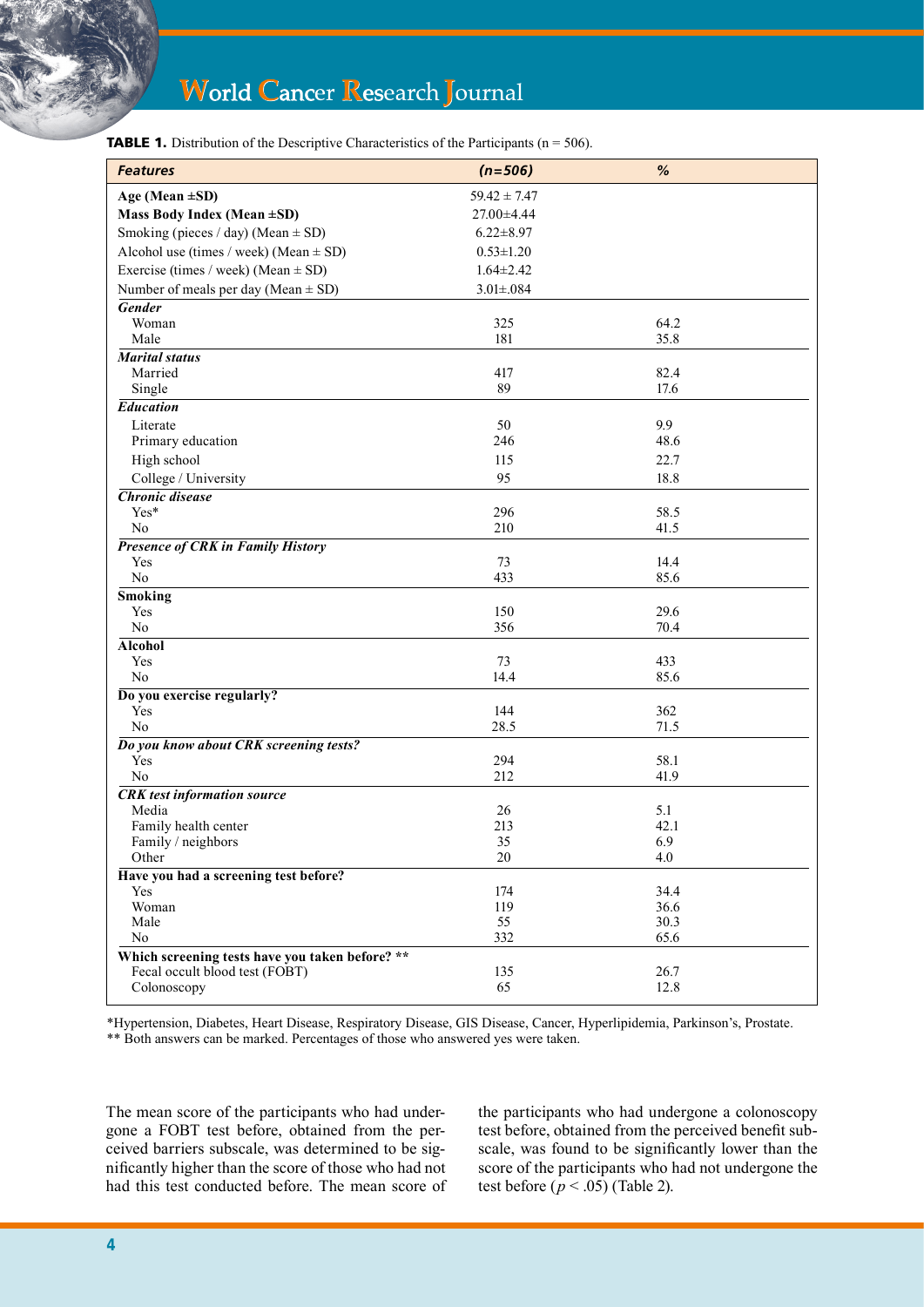**TABLE 1.** Distribution of the Descriptive Characteristics of the Participants (n = 506).

| *Features* | *(n=506)* | *%* |
|---|---|---|
| **Age (Mean ±SD)** | 59.42 ± 7.47 | |
| **Mass Body Index (Mean ±SD)** | 27.00±4.44 | |
| Smoking (pieces / day) (Mean ± SD) | 6.22±8.97 | |
| Alcohol use (times / week) (Mean ± SD) | 0.53±1.20 | |
| Exercise (times / week) (Mean ± SD) | 1.64±2.42 | |
| Number of meals per day (Mean ± SD) | 3.01±.084 | |
| ***Gender*** | | |
| Woman | 325 | 64.2 |
| Male | 181 | 35.8 |
| ***Marital status*** | | |
| Married | 417 | 82.4 |
| Single | 89 | 17.6 |
| ***Education*** | | |
| Literate | 50 | 9.9 |
| Primary education | 246 | 48.6 |
| High school | 115 | 22.7 |
| College / University | 95 | 18.8 |
| ***Chronic disease*** | | |
| Yes* | 296 | 58.5 |
| No | 210 | 41.5 |
| ***Presence of CRK in Family History*** | | |
| Yes | 73 | 14.4 |
| No | 433 | 85.6 |
| **Smoking** | | |
| Yes | 150 | 29.6 |
| No | 356 | 70.4 |
| **Alcohol** | | |
| Yes | 73 | 433 |
| No | 14.4 | 85.6 |
| **Do you exercise regularly?** | | |
| Yes | 144 | 362 |
| No | 28.5 | 71.5 |
| ***Do you know about CRK screening tests?*** | | |
| Yes | 294 | 58.1 |
| No | 212 | 41.9 |
| ***CRK test information source*** | | |
| Media | 26 | 5.1 |
| Family health center | 213 | 42.1 |
| Family / neighbors | 35 | 6.9 |
| Other | 20 | 4.0 |
| **Have you had a screening test before?** | | |
| Yes | 174 | 34.4 |
| Woman | 119 | 36.6 |
| Male | 55 | 30.3 |
| No | 332 | 65.6 |
| **Which screening tests have you taken before? \*\*** | | |
| Fecal occult blood test (FOBT) | 135 | 26.7 |
| Colonoscopy | 65 | 12.8 |

*Hypertension, Diabetes, Heart Disease, Respiratory Disease, GIS Disease, Cancer, Hyperlipidemia, Parkinson's, Prostate.
** Both answers can be marked. Percentages of those who answered yes were taken.

The mean score of the participants who had undergone a FOBT test before, obtained from the perceived barriers subscale, was determined to be significantly higher than the score of those who had not had this test conducted before. The mean score of the participants who had undergone a colonoscopy test before, obtained from the perceived benefit subscale, was found to be significantly lower than the score of the participants who had not undergone the test before ($p < .05$) (Table 2).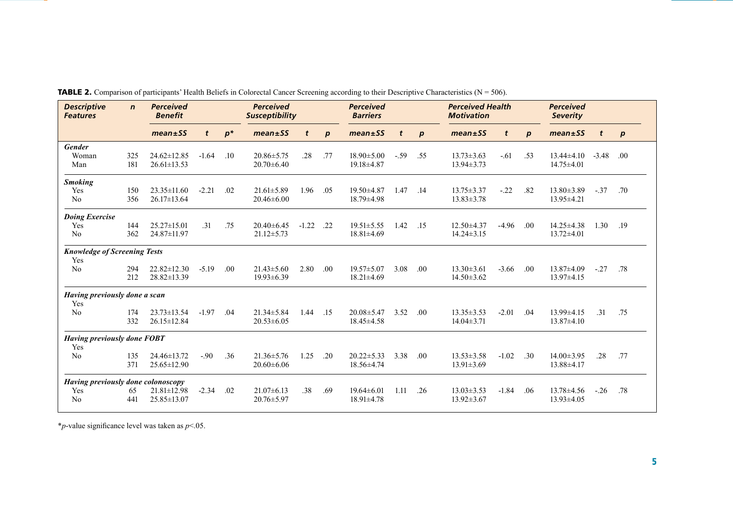**TABLE 2.** Comparison of participants' Health Beliefs in Colorectal Cancer Screening according to their Descriptive Characteristics (N = 506).

| Descriptive Features | n | Perceived Benefit | | | Perceived Susceptibility | | | Perceived Barriers | | | Perceived Health Motivation | | | Perceived Severity | | |
|---|---|---|---|---|---|---|---|---|---|---|---|---|---|---|---|---|
| | | mean±SS | t | p* | mean±SS | t | p | mean±SS | t | p | mean±SS | t | p | mean±SS | t | p |
| ***Gender*** | | | | | | | | | | | | | | | | |
| Woman | 325 | 24.62±12.85 | -1.64 | .10 | 20.86±5.75 | .28 | .77 | 18.90±5.00 | -.59 | .55 | 13.73±3.63 | -.61 | .53 | 13.44±4.10 | -3.48 | .00 |
| Man | 181 | 26.61±13.53 | | | 20.70±6.40 | | | 19.18±4.87 | | | 13.94±3.73 | | | 14.75±4.01 | | |
| ***Smoking*** | | | | | | | | | | | | | | | | |
| Yes | 150 | 23.35±11.60 | -2.21 | .02 | 21.61±5.89 | 1.96 | .05 | 19.50±4.87 | 1.47 | .14 | 13.75±3.37 | -.22 | .82 | 13.80±3.89 | -.37 | .70 |
| No | 356 | 26.17±13.64 | | | 20.46±6.00 | | | 18.79±4.98 | | | 13.83±3.78 | | | 13.95±4.21 | | |
| ***Doing Exercise*** | | | | | | | | | | | | | | | | |
| Yes | 144 | 25.27±15.01 | .31 | .75 | 20.40±6.45 | -1.22 | .22 | 19.51±5.55 | 1.42 | .15 | 12.50±4.37 | -4.96 | .00 | 14.25±4.38 | 1.30 | .19 |
| No | 362 | 24.87±11.97 | | | 21.12±5.73 | | | 18.81±4.69 | | | 14.24±3.15 | | | 13.72±4.01 | | |
| ***Knowledge of Screening Tests*** | | | | | | | | | | | | | | | | |
| Yes | 294 | 22.82±12.30 | -5.19 | .00 | 21.43±5.60 | 2.80 | .00 | 19.57±5.07 | 3.08 | .00 | 13.30±3.61 | -3.66 | .00 | 13.87±4.09 | -.27 | .78 |
| No | 212 | 28.82±13.39 | | | 19.93±6.39 | | | 18.21±4.69 | | | 14.50±3.62 | | | 13.97±4.15 | | |
| ***Having previously done a scan*** | | | | | | | | | | | | | | | | |
| Yes | 174 | 23.73±13.54 | -1.97 | .04 | 21.34±5.84 | 1.44 | .15 | 20.08±5.47 | 3.52 | .00 | 13.35±3.53 | -2.01 | .04 | 13.99±4.15 | .31 | .75 |
| No | 332 | 26.15±12.84 | | | 20.53±6.05 | | | 18.45±4.58 | | | 14.04±3.71 | | | 13.87±4.10 | | |
| ***Having previously done FOBT*** | | | | | | | | | | | | | | | | |
| Yes | 135 | 24.46±13.72 | -.90 | .36 | 21.36±5.76 | 1.25 | .20 | 20.22±5.33 | 3.38 | .00 | 13.53±3.58 | -1.02 | .30 | 14.00±3.95 | .28 | .77 |
| No | 371 | 25.65±12.90 | | | 20.60±6.06 | | | 18.56±4.74 | | | 13.91±3.69 | | | 13.88±4.17 | | |
| ***Having previously done colonoscopy*** | | | | | | | | | | | | | | | | |
| Yes | 65 | 21.81±12.98 | -2.34 | .02 | 21.07±6.13 | .38 | .69 | 19.64±6.01 | 1.11 | .26 | 13.03±3.53 | -1.84 | .06 | 13.78±4.56 | -.26 | .78 |
| No | 441 | 25.85±13.07 | | | 20.76±5.97 | | | 18.91±4.78 | | | 13.92±3.67 | | | 13.93±4.05 | | |

*p-value significance level was taken as $p<.05$.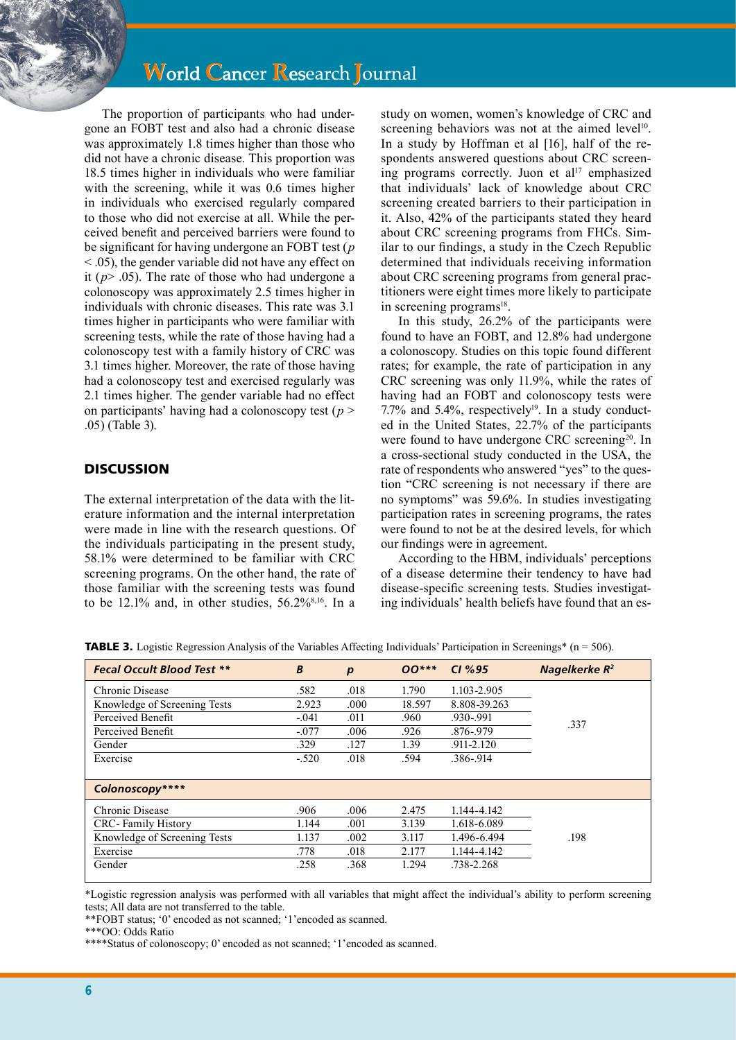The proportion of participants who had undergone an FOBT test and also had a chronic disease was approximately 1.8 times higher than those who did not have a chronic disease. This proportion was 18.5 times higher in individuals who were familiar with the screening, while it was 0.6 times higher in individuals who exercised regularly compared to those who did not exercise at all. While the perceived benefit and perceived barriers were found to be significant for having undergone an FOBT test ($p < .05$), the gender variable did not have any effect on it ($p > .05$). The rate of those who had undergone a colonoscopy was approximately 2.5 times higher in individuals with chronic diseases. This rate was 3.1 times higher in participants who were familiar with screening tests, while the rate of those having had a colonoscopy test with a family history of CRC was 3.1 times higher. Moreover, the rate of those having had a colonoscopy test and exercised regularly was 2.1 times higher. The gender variable had no effect on participants' having had a colonoscopy test ($p > .05$) (Table 3).

## DISCUSSION

The external interpretation of the data with the literature information and the internal interpretation were made in line with the research questions. Of the individuals participating in the present study, 58.1% were determined to be familiar with CRC screening programs. On the other hand, the rate of those familiar with the screening tests was found to be 12.1% and, in other studies, 56.2%[8,16]. In a study on women, women's knowledge of CRC and screening behaviors was not at the aimed level[10]. In a study by Hoffman et al [16], half of the respondents answered questions about CRC screening programs correctly. Juon et al[17] emphasized that individuals' lack of knowledge about CRC screening created barriers to their participation in it. Also, 42% of the participants stated they heard about CRC screening programs from FHCs. Similar to our findings, a study in the Czech Republic determined that individuals receiving information about CRC screening programs from general practitioners were eight times more likely to participate in screening programs[18].

In this study, 26.2% of the participants were found to have an FOBT, and 12.8% had undergone a colonoscopy. Studies on this topic found different rates; for example, the rate of participation in any CRC screening was only 11.9%, while the rates of having had an FOBT and colonoscopy tests were 7.7% and 5.4%, respectively[19]. In a study conducted in the United States, 22.7% of the participants were found to have undergone CRC screening[20]. In a cross-sectional study conducted in the USA, the rate of respondents who answered "yes" to the question "CRC screening is not necessary if there are no symptoms" was 59.6%. In studies investigating participation rates in screening programs, the rates were found to not be at the desired levels, for which our findings were in agreement.

According to the HBM, individuals' perceptions of a disease determine their tendency to have had disease-specific screening tests. Studies investigating individuals' health beliefs have found that an es-

**TABLE 3.** Logistic Regression Analysis of the Variables Affecting Individuals' Participation in Screenings* (n = 506).

| *Fecal Occult Blood Test ** * | *B* | *p* | *OO**** * | *CI %95* | *Nagelkerke $R^2$* |
|---|---|---|---|---|---|
| Chronic Disease | .582 | .018 | 1.790 | 1.103-2.905 | .337 |
| Knowledge of Screening Tests | 2.923 | .000 | 18.597 | 8.808-39.263 | |
| Perceived Benefit | -.041 | .011 | .960 | .930-.991 | |
| Perceived Benefit | -.077 | .006 | .926 | .876-.979 | |
| Gender | .329 | .127 | 1.39 | .911-2.120 | |
| Exercise | -.520 | .018 | .594 | .386-.914 | |
| *Colonoscopy*** ** * | | | | | |
| Chronic Disease | .906 | .006 | 2.475 | 1.144-4.142 | .198 |
| CRC- Family History | 1.144 | .001 | 3.139 | 1.618-6.089 | |
| Knowledge of Screening Tests | 1.137 | .002 | 3.117 | 1.496-6.494 | |
| Exercise | .778 | .018 | 2.177 | 1.144-4.142 | |
| Gender | .258 | .368 | 1.294 | .738-2.268 | |

*Logistic regression analysis was performed with all variables that might affect the individual's ability to perform screening tests; All data are not transferred to the table.

**FOBT status; '0' encoded as not scanned; '1'encoded as scanned.

***OO: Odds Ratio

****Status of colonoscopy; 0' encoded as not scanned; '1'encoded as scanned.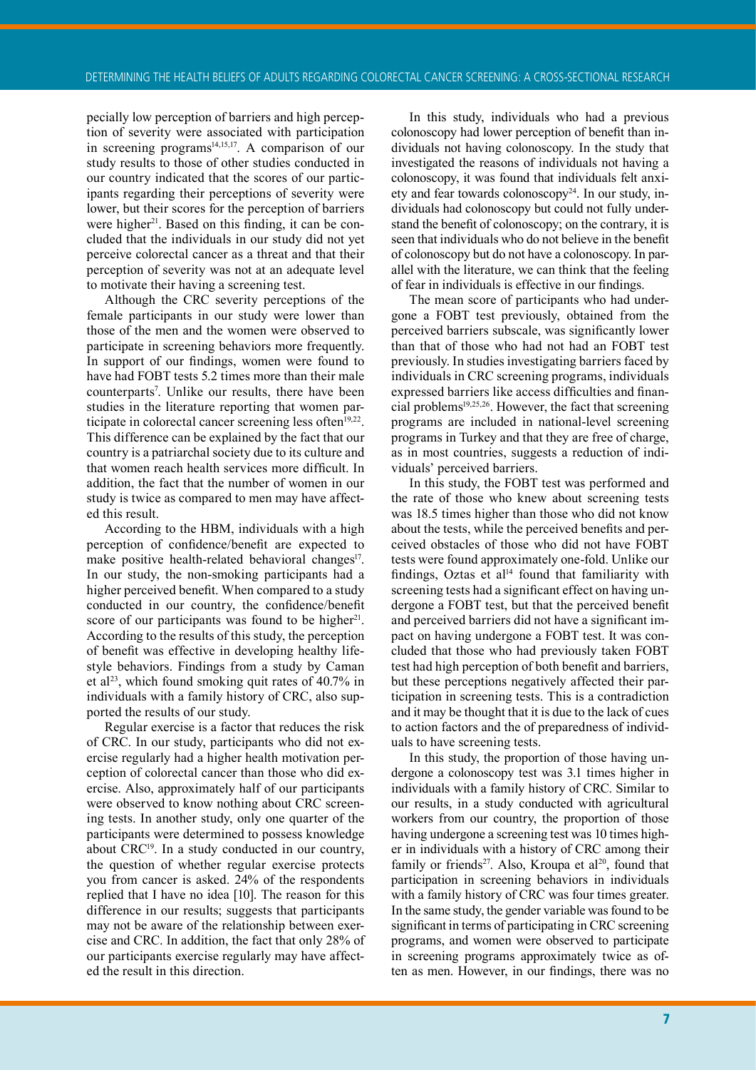pecially low perception of barriers and high perception of severity were associated with participation in screening programs[14,15,17]. A comparison of our study results to those of other studies conducted in our country indicated that the scores of our participants regarding their perceptions of severity were lower, but their scores for the perception of barriers were higher[21]. Based on this finding, it can be concluded that the individuals in our study did not yet perceive colorectal cancer as a threat and that their perception of severity was not at an adequate level to motivate their having a screening test.

Although the CRC severity perceptions of the female participants in our study were lower than those of the men and the women were observed to participate in screening behaviors more frequently. In support of our findings, women were found to have had FOBT tests 5.2 times more than their male counterparts[7]. Unlike our results, there have been studies in the literature reporting that women participate in colorectal cancer screening less often[19,22]. This difference can be explained by the fact that our country is a patriarchal society due to its culture and that women reach health services more difficult. In addition, the fact that the number of women in our study is twice as compared to men may have affected this result.

According to the HBM, individuals with a high perception of confidence/benefit are expected to make positive health-related behavioral changes[17]. In our study, the non-smoking participants had a higher perceived benefit. When compared to a study conducted in our country, the confidence/benefit score of our participants was found to be higher[21]. According to the results of this study, the perception of benefit was effective in developing healthy lifestyle behaviors. Findings from a study by Caman et al[23], which found smoking quit rates of 40.7% in individuals with a family history of CRC, also supported the results of our study.

Regular exercise is a factor that reduces the risk of CRC. In our study, participants who did not exercise regularly had a higher health motivation perception of colorectal cancer than those who did exercise. Also, approximately half of our participants were observed to know nothing about CRC screening tests. In another study, only one quarter of the participants were determined to possess knowledge about CRC[19]. In a study conducted in our country, the question of whether regular exercise protects you from cancer is asked. 24% of the respondents replied that I have no idea [10]. The reason for this difference in our results; suggests that participants may not be aware of the relationship between exercise and CRC. In addition, the fact that only 28% of our participants exercise regularly may have affected the result in this direction.

In this study, individuals who had a previous colonoscopy had lower perception of benefit than individuals not having colonoscopy. In the study that investigated the reasons of individuals not having a colonoscopy, it was found that individuals felt anxiety and fear towards colonoscopy[24]. In our study, individuals had colonoscopy but could not fully understand the benefit of colonoscopy; on the contrary, it is seen that individuals who do not believe in the benefit of colonoscopy but do not have a colonoscopy. In parallel with the literature, we can think that the feeling of fear in individuals is effective in our findings.

The mean score of participants who had undergone a FOBT test previously, obtained from the perceived barriers subscale, was significantly lower than that of those who had not had an FOBT test previously. In studies investigating barriers faced by individuals in CRC screening programs, individuals expressed barriers like access difficulties and financial problems[19,25,26]. However, the fact that screening programs are included in national-level screening programs in Turkey and that they are free of charge, as in most countries, suggests a reduction of individuals' perceived barriers.

In this study, the FOBT test was performed and the rate of those who knew about screening tests was 18.5 times higher than those who did not know about the tests, while the perceived benefits and perceived obstacles of those who did not have FOBT tests were found approximately one-fold. Unlike our findings, Oztas et al[14] found that familiarity with screening tests had a significant effect on having undergone a FOBT test, but that the perceived benefit and perceived barriers did not have a significant impact on having undergone a FOBT test. It was concluded that those who had previously taken FOBT test had high perception of both benefit and barriers, but these perceptions negatively affected their participation in screening tests. This is a contradiction and it may be thought that it is due to the lack of cues to action factors and the of preparedness of individuals to have screening tests.

In this study, the proportion of those having undergone a colonoscopy test was 3.1 times higher in individuals with a family history of CRC. Similar to our results, in a study conducted with agricultural workers from our country, the proportion of those having undergone a screening test was 10 times higher in individuals with a history of CRC among their family or friends[27]. Also, Kroupa et al[20], found that participation in screening behaviors in individuals with a family history of CRC was four times greater. In the same study, the gender variable was found to be significant in terms of participating in CRC screening programs, and women were observed to participate in screening programs approximately twice as often as men. However, in our findings, there was no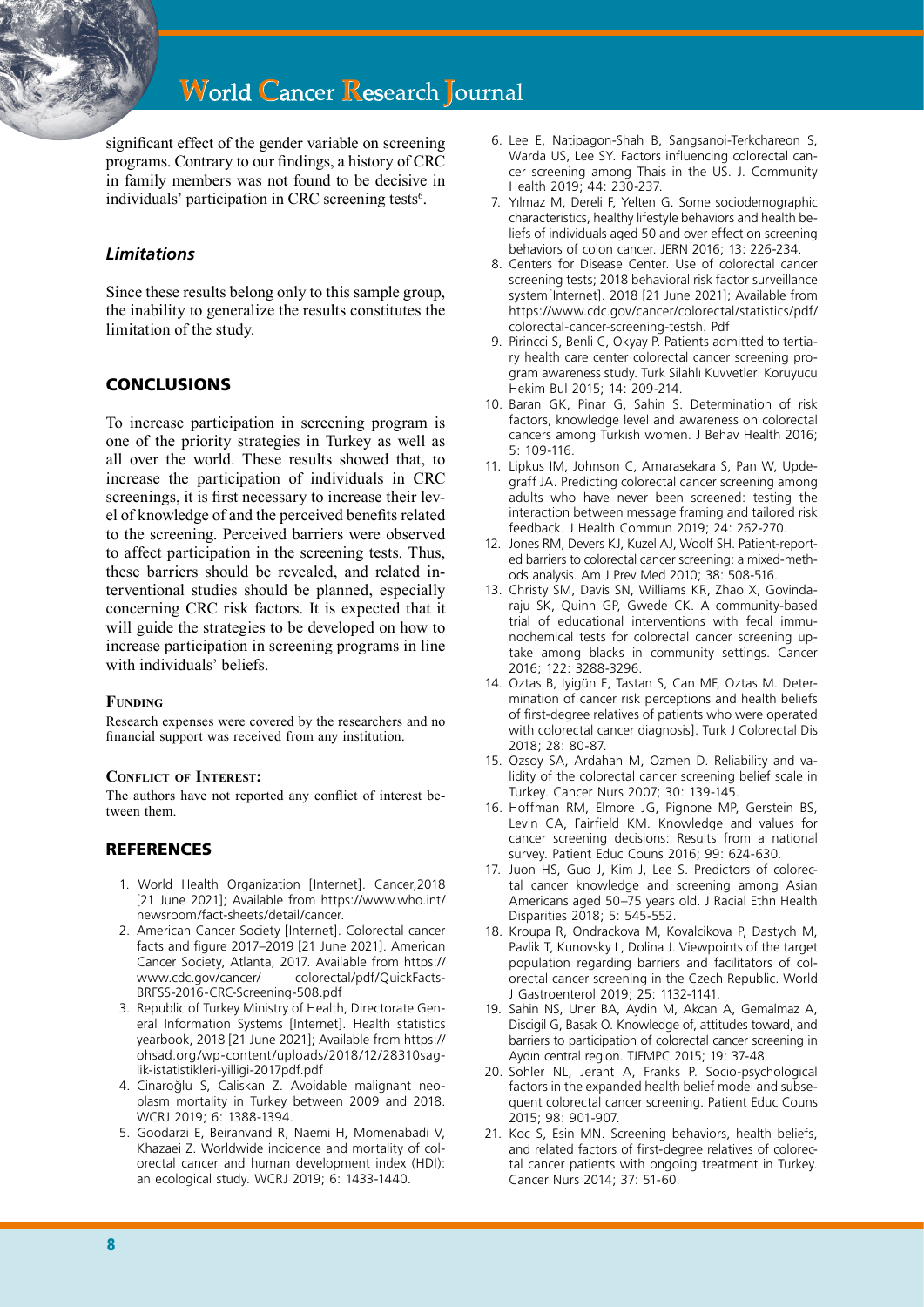significant effect of the gender variable on screening programs. Contrary to our findings, a history of CRC in family members was not found to be decisive in individuals' participation in CRC screening tests[6].

### Limitations

Since these results belong only to this sample group, the inability to generalize the results constitutes the limitation of the study.

## CONCLUSIONS

To increase participation in screening program is one of the priority strategies in Turkey as well as all over the world. These results showed that, to increase the participation of individuals in CRC screenings, it is first necessary to increase their level of knowledge of and the perceived benefits related to the screening. Perceived barriers were observed to affect participation in the screening tests. Thus, these barriers should be revealed, and related interventional studies should be planned, especially concerning CRC risk factors. It is expected that it will guide the strategies to be developed on how to increase participation in screening programs in line with individuals' beliefs.

#### Funding

Research expenses were covered by the researchers and no financial support was received from any institution.

#### Conflict of Interest:

The authors have not reported any conflict of interest between them.

## REFERENCES

1. World Health Organization [Internet]. Cancer,2018 [21 June 2021]; Available from https://www.who.int/newsroom/fact-sheets/detail/cancer.
2. American Cancer Society [Internet]. Colorectal cancer facts and figure 2017–2019 [21 June 2021]. American Cancer Society, Atlanta, 2017. Available from https://www.cdc.gov/cancer/ colorectal/pdf/QuickFacts-BRFSS-2016-CRC-Screening-508.pdf
3. Republic of Turkey Ministry of Health, Directorate General Information Systems [Internet]. Health statistics yearbook, 2018 [21 June 2021]; Available from https://ohsad.org/wp-content/uploads/2018/12/28310saglik-istatistikleri-yilligi-2017pdf.pdf
4. Cinaroğlu S, Caliskan Z. Avoidable malignant neoplasm mortality in Turkey between 2009 and 2018. WCRJ 2019; 6: 1388-1394.
5. Goodarzi E, Beiranvand R, Naemi H, Momenabadi V, Khazaei Z. Worldwide incidence and mortality of colorectal cancer and human development index (HDI): an ecological study. WCRJ 2019; 6: 1433-1440.
6. Lee E, Natipagon-Shah B, Sangsanoi-Terkchareon S, Warda US, Lee SY. Factors influencing colorectal cancer screening among Thais in the US. J. Community Health 2019; 44: 230-237.
7. Yılmaz M, Dereli F, Yelten G. Some sociodemographic characteristics, healthy lifestyle behaviors and health beliefs of individuals aged 50 and over effect on screening behaviors of colon cancer. JERN 2016; 13: 226-234.
8. Centers for Disease Center. Use of colorectal cancer screening tests; 2018 behavioral risk factor surveillance system[Internet]. 2018 [21 June 2021]; Available from https://www.cdc.gov/cancer/colorectal/statistics/pdf/colorectal-cancer-screening-testsh. Pdf
9. Pirincci S, Benli C, Okyay P. Patients admitted to tertiary health care center colorectal cancer screening program awareness study. Turk Silahlı Kuvvetleri Koruyucu Hekim Bul 2015; 14: 209-214.
10. Baran GK, Pinar G, Sahin S. Determination of risk factors, knowledge level and awareness on colorectal cancers among Turkish women. J Behav Health 2016; 5: 109-116.
11. Lipkus IM, Johnson C, Amarasekara S, Pan W, Updegraff JA. Predicting colorectal cancer screening among adults who have never been screened: testing the interaction between message framing and tailored risk feedback. J Health Commun 2019; 24: 262-270.
12. Jones RM, Devers KJ, Kuzel AJ, Woolf SH. Patient-reported barriers to colorectal cancer screening: a mixed-methods analysis. Am J Prev Med 2010; 38: 508-516.
13. Christy SM, Davis SN, Williams KR, Zhao X, Govindaraju SK, Quinn GP, Gwede CK. A community-based trial of educational interventions with fecal immunochemical tests for colorectal cancer screening uptake among blacks in community settings. Cancer 2016; 122: 3288-3296.
14. Oztas B, Iyigün E, Tastan S, Can MF, Oztas M. Determination of cancer risk perceptions and health beliefs of first-degree relatives of patients who were operated with colorectal cancer diagnosis]. Turk J Colorectal Dis 2018; 28: 80-87.
15. Ozsoy SA, Ardahan M, Ozmen D. Reliability and validity of the colorectal cancer screening belief scale in Turkey. Cancer Nurs 2007; 30: 139-145.
16. Hoffman RM, Elmore JG, Pignone MP, Gerstein BS, Levin CA, Fairfield KM. Knowledge and values for cancer screening decisions: Results from a national survey. Patient Educ Couns 2016; 99: 624-630.
17. Juon HS, Guo J, Kim J, Lee S. Predictors of colorectal cancer knowledge and screening among Asian Americans aged 50–75 years old. J Racial Ethn Health Disparities 2018; 5: 545-552.
18. Kroupa R, Ondrackova M, Kovalcikova P, Dastych M, Pavlik T, Kunovsky L, Dolina J. Viewpoints of the target population regarding barriers and facilitators of colorectal cancer screening in the Czech Republic. World J Gastroenterol 2019; 25: 1132-1141.
19. Sahin NS, Uner BA, Aydin M, Akcan A, Gemalmaz A, Discigil G, Basak O. Knowledge of, attitudes toward, and barriers to participation of colorectal cancer screening in Aydın central region. TJFMPC 2015; 19: 37-48.
20. Sohler NL, Jerant A, Franks P. Socio-psychological factors in the expanded health belief model and subsequent colorectal cancer screening. Patient Educ Couns 2015; 98: 901-907.
21. Koc S, Esin MN. Screening behaviors, health beliefs, and related factors of first-degree relatives of colorectal cancer patients with ongoing treatment in Turkey. Cancer Nurs 2014; 37: 51-60.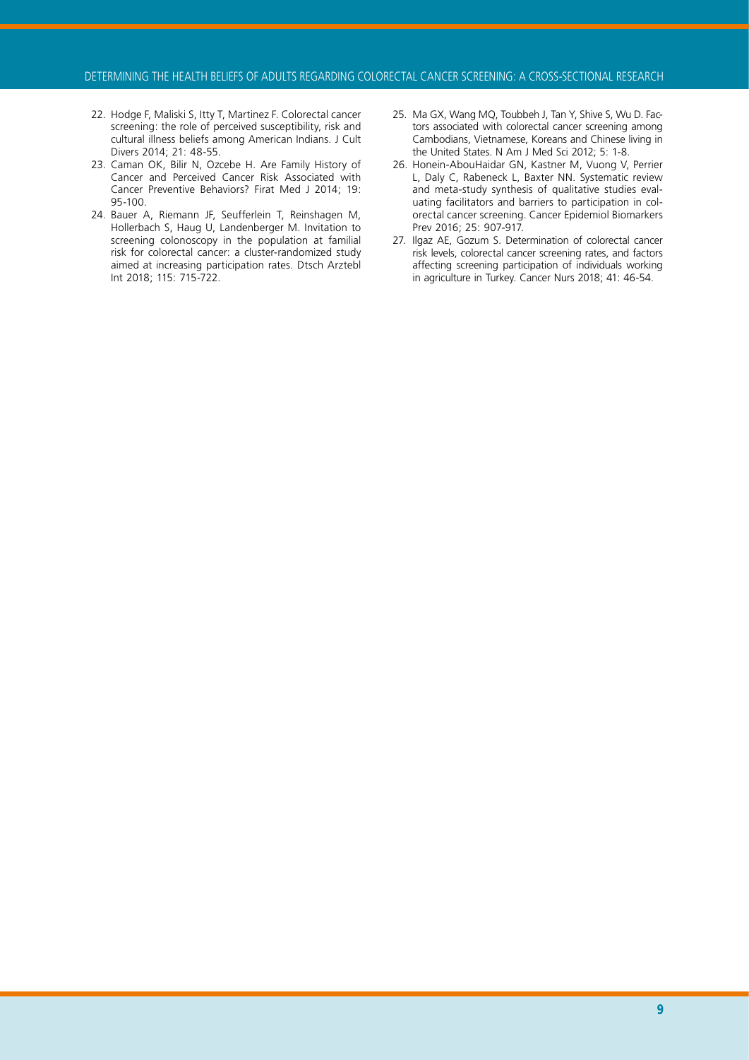22. Hodge F, Maliski S, Itty T, Martinez F. Colorectal cancer screening: the role of perceived susceptibility, risk and cultural illness beliefs among American Indians. J Cult Divers 2014; 21: 48-55.
23. Caman OK, Bilir N, Ozcebe H. Are Family History of Cancer and Perceived Cancer Risk Associated with Cancer Preventive Behaviors? Firat Med J 2014; 19: 95-100.
24. Bauer A, Riemann JF, Seufferlein T, Reinshagen M, Hollerbach S, Haug U, Landenberger M. Invitation to screening colonoscopy in the population at familial risk for colorectal cancer: a cluster-randomized study aimed at increasing participation rates. Dtsch Arztebl Int 2018; 115: 715-722.
25. Ma GX, Wang MQ, Toubbeh J, Tan Y, Shive S, Wu D. Factors associated with colorectal cancer screening among Cambodians, Vietnamese, Koreans and Chinese living in the United States. N Am J Med Sci 2012; 5: 1-8.
26. Honein-AbouHaidar GN, Kastner M, Vuong V, Perrier L, Daly C, Rabeneck L, Baxter NN. Systematic review and meta-study synthesis of qualitative studies evaluating facilitators and barriers to participation in colorectal cancer screening. Cancer Epidemiol Biomarkers Prev 2016; 25: 907-917.
27. Ilgaz AE, Gozum S. Determination of colorectal cancer risk levels, colorectal cancer screening rates, and factors affecting screening participation of individuals working in agriculture in Turkey. Cancer Nurs 2018; 41: 46-54.